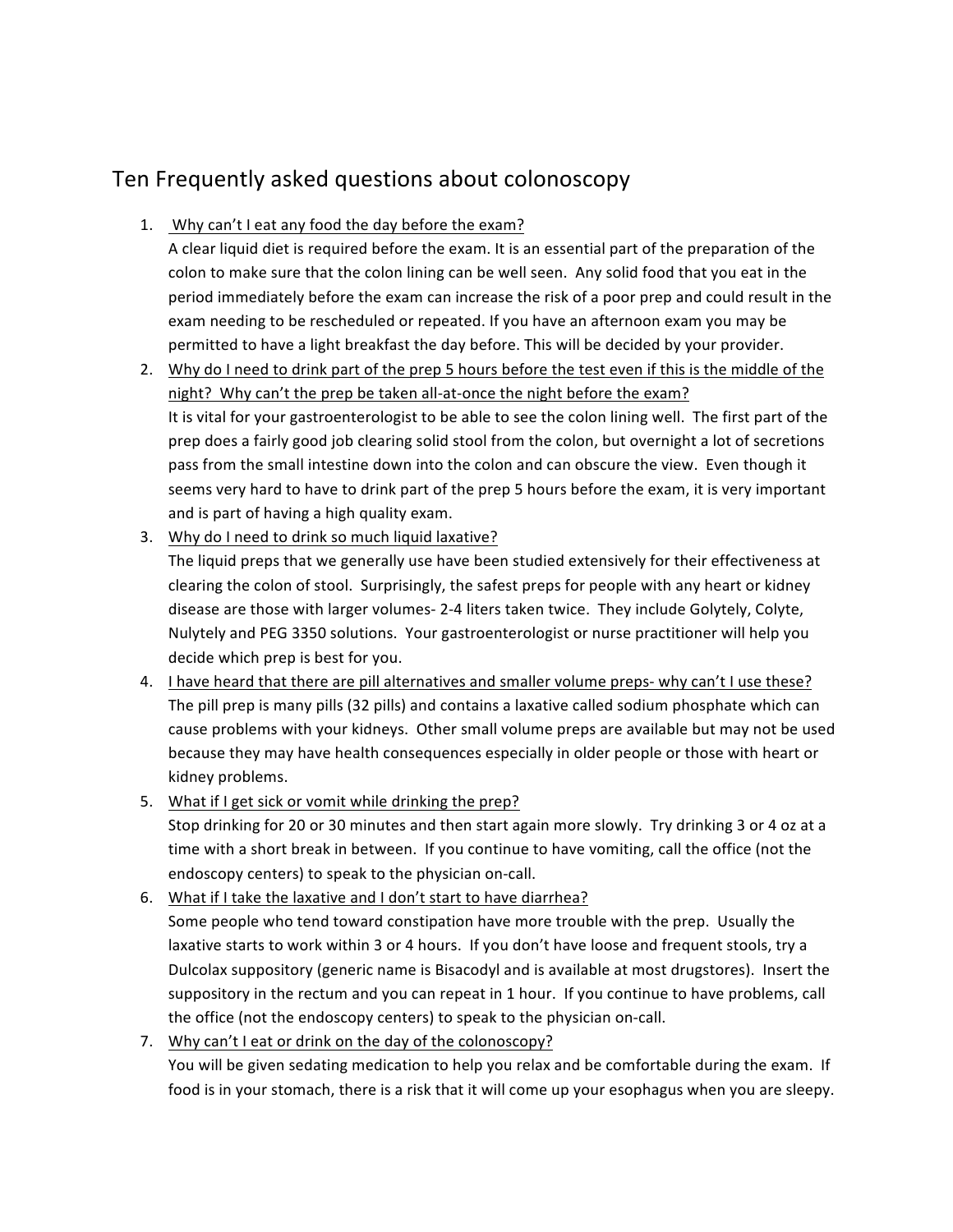# Ten Frequently asked questions about colonoscopy

1. Why can't I eat any food the day before the exam?
   A clear liquid diet is required before the exam. It is an essential part of the preparation of the colon to make sure that the colon lining can be well seen. Any solid food that you eat in the period immediately before the exam can increase the risk of a poor prep and could result in the exam needing to be rescheduled or repeated. If you have an afternoon exam you may be permitted to have a light breakfast the day before. This will be decided by your provider.
2. Why do I need to drink part of the prep 5 hours before the test even if this is the middle of the night? Why can't the prep be taken all-at-once the night before the exam?
   It is vital for your gastroenterologist to be able to see the colon lining well. The first part of the prep does a fairly good job clearing solid stool from the colon, but overnight a lot of secretions pass from the small intestine down into the colon and can obscure the view. Even though it seems very hard to have to drink part of the prep 5 hours before the exam, it is very important and is part of having a high quality exam.
3. Why do I need to drink so much liquid laxative?
   The liquid preps that we generally use have been studied extensively for their effectiveness at clearing the colon of stool. Surprisingly, the safest preps for people with any heart or kidney disease are those with larger volumes- 2-4 liters taken twice. They include Golytely, Colyte, Nulytely and PEG 3350 solutions. Your gastroenterologist or nurse practitioner will help you decide which prep is best for you.
4. I have heard that there are pill alternatives and smaller volume preps- why can't I use these?
   The pill prep is many pills (32 pills) and contains a laxative called sodium phosphate which can cause problems with your kidneys. Other small volume preps are available but may not be used because they may have health consequences especially in older people or those with heart or kidney problems.
5. What if I get sick or vomit while drinking the prep?
   Stop drinking for 20 or 30 minutes and then start again more slowly. Try drinking 3 or 4 oz at a time with a short break in between. If you continue to have vomiting, call the office (not the endoscopy centers) to speak to the physician on-call.
6. What if I take the laxative and I don't start to have diarrhea?
   Some people who tend toward constipation have more trouble with the prep. Usually the laxative starts to work within 3 or 4 hours. If you don't have loose and frequent stools, try a Dulcolax suppository (generic name is Bisacodyl and is available at most drugstores). Insert the suppository in the rectum and you can repeat in 1 hour. If you continue to have problems, call the office (not the endoscopy centers) to speak to the physician on-call.
7. Why can't I eat or drink on the day of the colonoscopy?
   You will be given sedating medication to help you relax and be comfortable during the exam. If food is in your stomach, there is a risk that it will come up your esophagus when you are sleepy.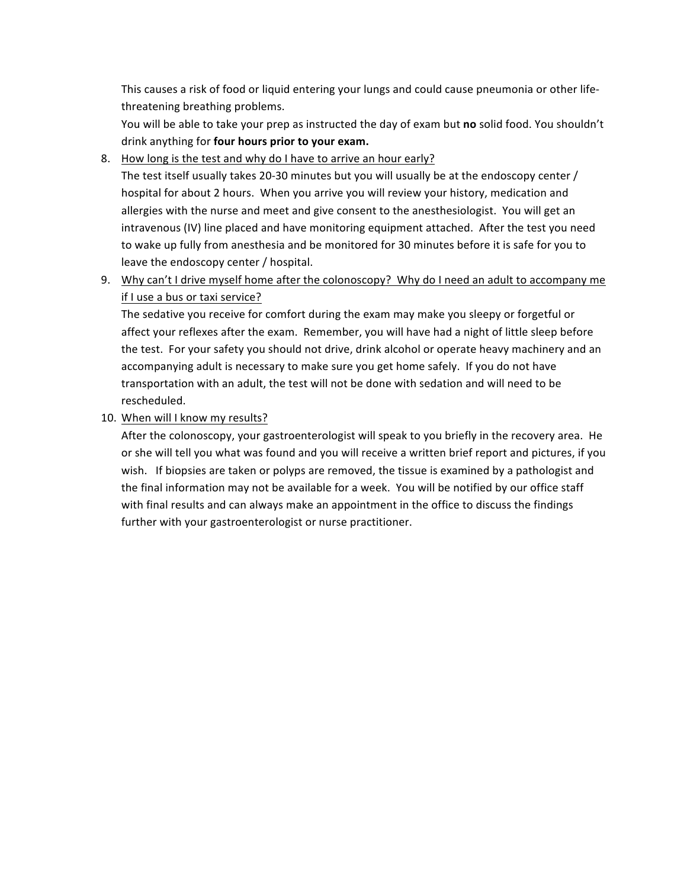This causes a risk of food or liquid entering your lungs and could cause pneumonia or other life-threatening breathing problems.

You will be able to take your prep as instructed the day of exam but **no** solid food. You shouldn't drink anything for **four hours prior to your exam.**

8. <u>How long is the test and why do I have to arrive an hour early?</u>
   The test itself usually takes 20-30 minutes but you will usually be at the endoscopy center / hospital for about 2 hours. When you arrive you will review your history, medication and allergies with the nurse and meet and give consent to the anesthesiologist. You will get an intravenous (IV) line placed and have monitoring equipment attached. After the test you need to wake up fully from anesthesia and be monitored for 30 minutes before it is safe for you to leave the endoscopy center / hospital.
9. <u>Why can't I drive myself home after the colonoscopy? Why do I need an adult to accompany me if I use a bus or taxi service?</u>
   The sedative you receive for comfort during the exam may make you sleepy or forgetful or affect your reflexes after the exam. Remember, you will have had a night of little sleep before the test. For your safety you should not drive, drink alcohol or operate heavy machinery and an accompanying adult is necessary to make sure you get home safely. If you do not have transportation with an adult, the test will not be done with sedation and will need to be rescheduled.
10. <u>When will I know my results?</u>
    After the colonoscopy, your gastroenterologist will speak to you briefly in the recovery area. He or she will tell you what was found and you will receive a written brief report and pictures, if you wish. If biopsies are taken or polyps are removed, the tissue is examined by a pathologist and the final information may not be available for a week. You will be notified by our office staff with final results and can always make an appointment in the office to discuss the findings further with your gastroenterologist or nurse practitioner.